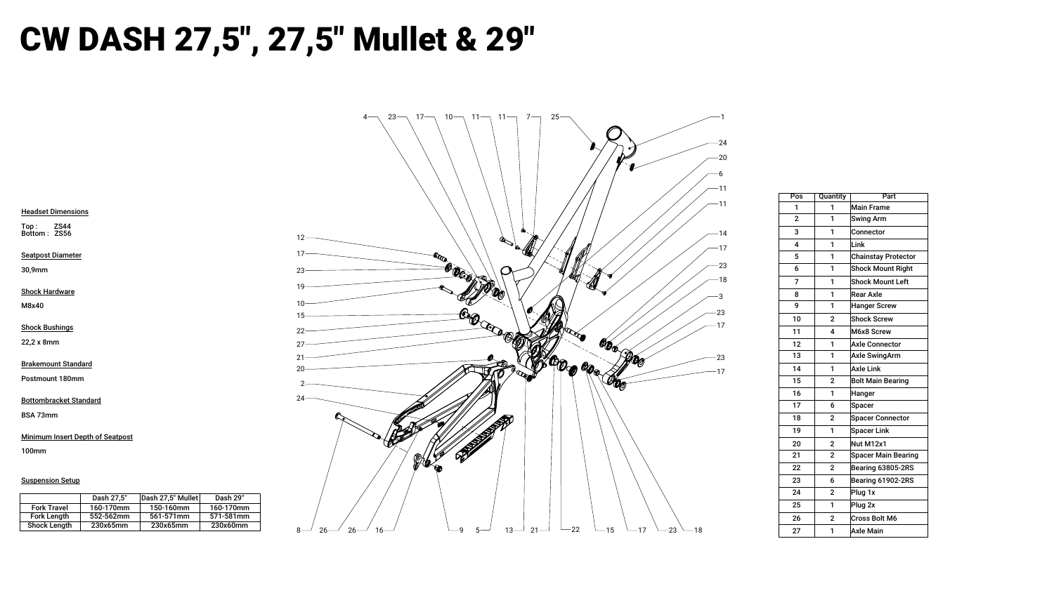# CW DASH 27,5", 27,5" Mullet & 29"

**Headset Dimensions**

Top : ZS44
Bottom : ZS56

**Seatpost Diameter**

30,9mm

**Shock Hardware**

M8x40

**Shock Bushings**

22,2 x 8mm

**Brakemount Standard**

Postmount 180mm

**Bottombracket Standard**

BSA 73mm

**Minimum Insert Depth of Seatpost**

100mm

**Suspension Setup**

| | Dash 27,5" | Dash 27,5" Mullet | Dash 29" |
|---|---|---|---|
| Fork Travel | 160-170mm | 150-160mm | 160-170mm |
| Fork Length | 552-562mm | 561-571mm | 571-581mm |
| Shock Length | 230x65mm | 230x65mm | 230x60mm |

| Pos | Quantity | Part |
|---|---|---|
| 1 | 1 | Main Frame |
| 2 | 1 | Swing Arm |
| 3 | 1 | Connector |
| 4 | 1 | Link |
| 5 | 1 | Chainstay Protector |
| 6 | 1 | Shock Mount Right |
| 7 | 1 | Shock Mount Left |
| 8 | 1 | Rear Axle |
| 9 | 1 | Hanger Screw |
| 10 | 2 | Shock Screw |
| 11 | 4 | M6x8 Screw |
| 12 | 1 | Axle Connector |
| 13 | 1 | Axle SwingArm |
| 14 | 1 | Axle Link |
| 15 | 2 | Bolt Main Bearing |
| 16 | 1 | Hanger |
| 17 | 6 | Spacer |
| 18 | 2 | Spacer Connector |
| 19 | 1 | Spacer Link |
| 20 | 2 | Nut M12x1 |
| 21 | 2 | Spacer Main Bearing |
| 22 | 2 | Bearing 63805-2RS |
| 23 | 6 | Bearing 61902-2RS |
| 24 | 2 | Plug 1x |
| 25 | 1 | Plug 2x |
| 26 | 2 | Cross Bolt M6 |
| 27 | 1 | Axle Main |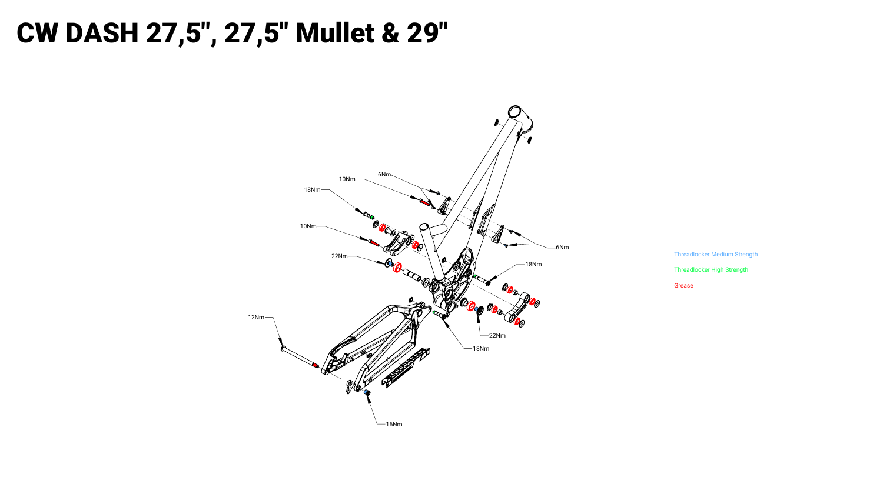# CW DASH 27,5", 27,5" Mullet & 29"

6Nm

10Nm

18Nm

10Nm

22Nm

6Nm

18Nm

12Nm

22Nm

18Nm

16Nm

Threadlocker Medium Strength

Threadlocker High Strength

Grease